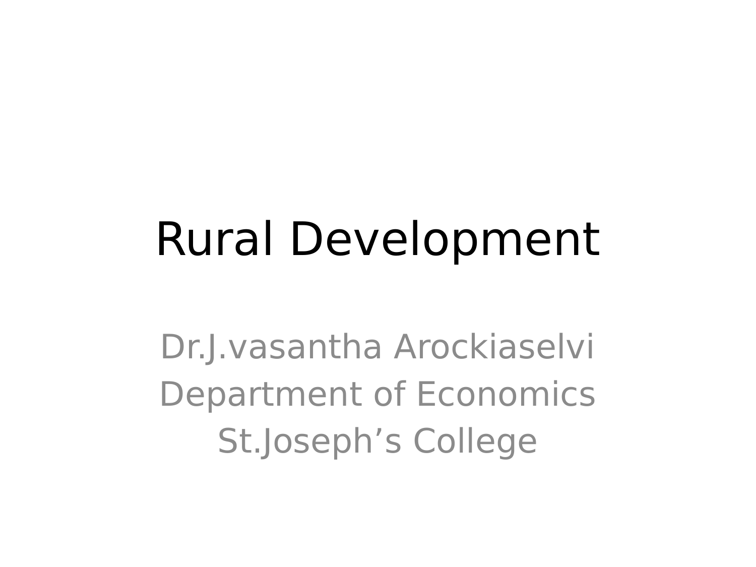# Rural Development

Dr.J.vasantha Arockiaselvi
Department of Economics
St.Joseph’s College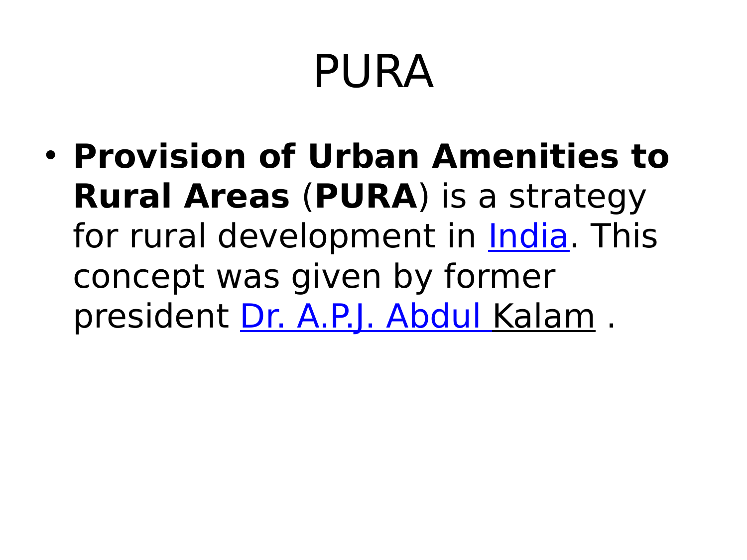# PURA

- **Provision of Urban Amenities to Rural Areas** (**PURA**) is a strategy for rural development in India. This concept was given by former president Dr. A.P.J. Abdul Kalam .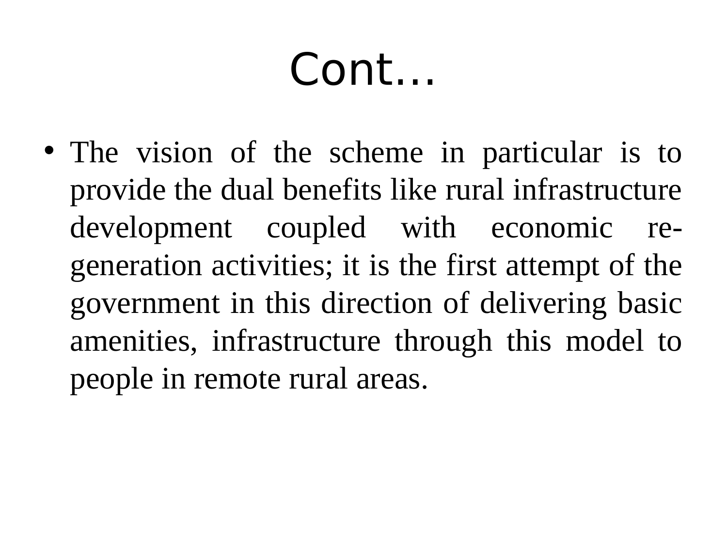# Cont…

- The vision of the scheme in particular is to provide the dual benefits like rural infrastructure development coupled with economic re-generation activities; it is the first attempt of the government in this direction of delivering basic amenities, infrastructure through this model to people in remote rural areas.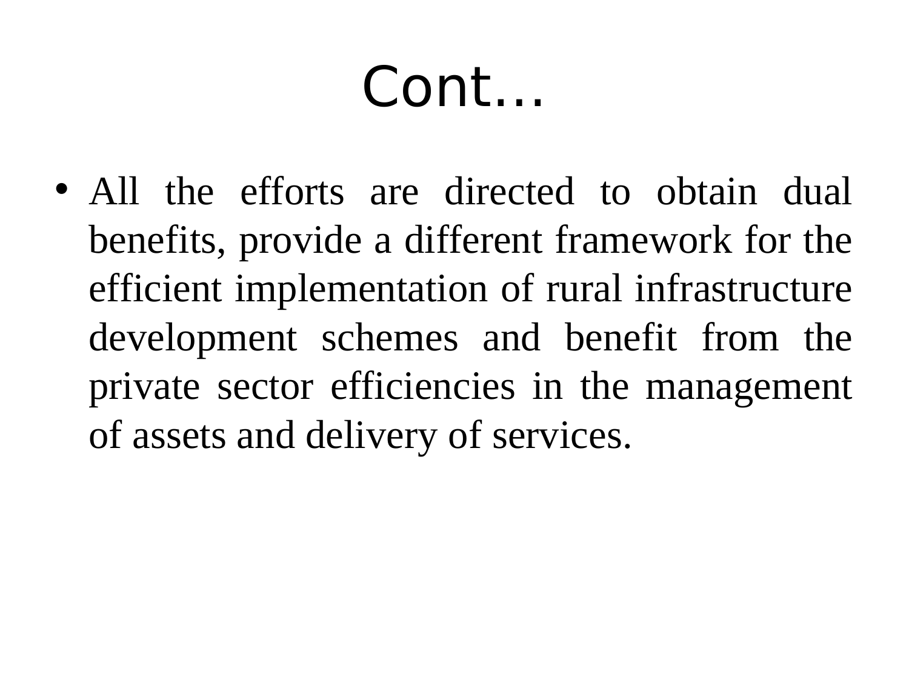# Cont…

- All the efforts are directed to obtain dual benefits, provide a different framework for the efficient implementation of rural infrastructure development schemes and benefit from the private sector efficiencies in the management of assets and delivery of services.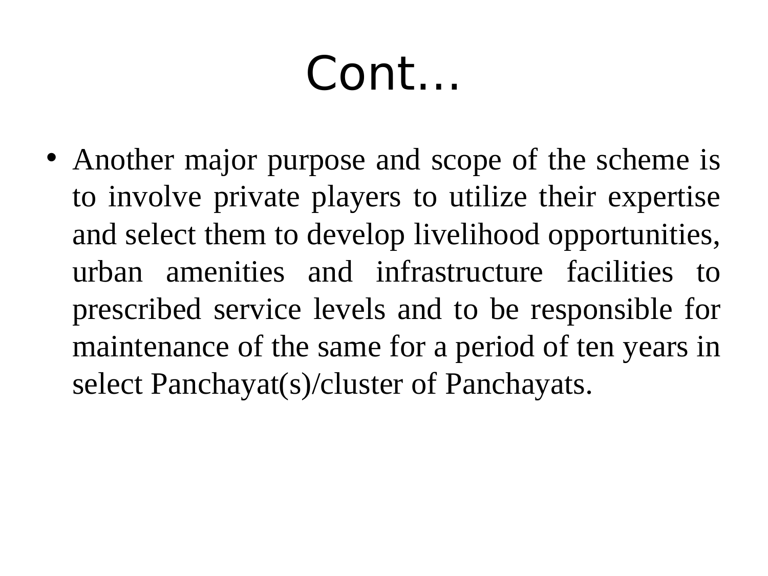# Cont…

- Another major purpose and scope of the scheme is to involve private players to utilize their expertise and select them to develop livelihood opportunities, urban amenities and infrastructure facilities to prescribed service levels and to be responsible for maintenance of the same for a period of ten years in select Panchayat(s)/cluster of Panchayats.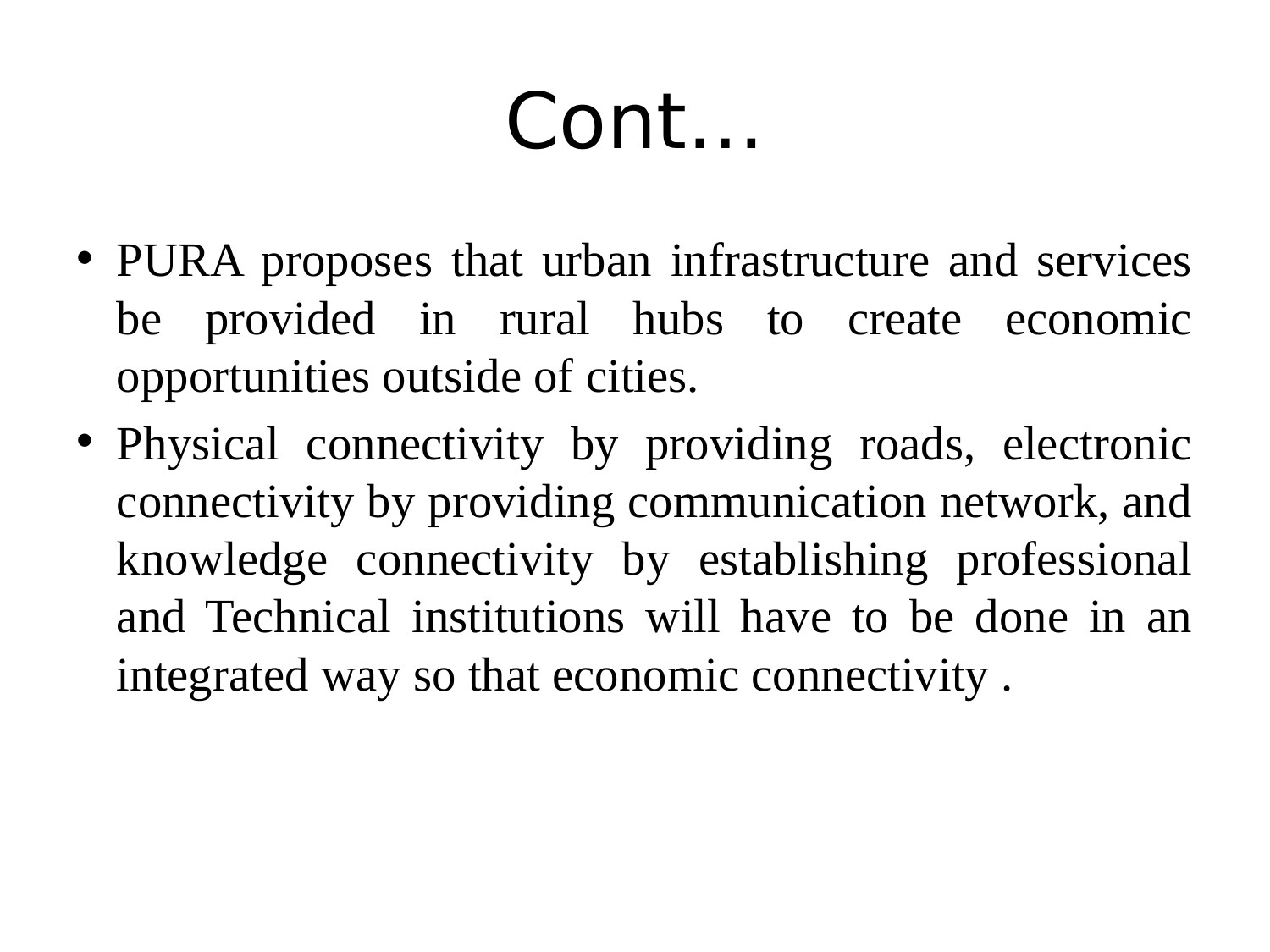# Cont…

- PURA proposes that urban infrastructure and services be provided in rural hubs to create economic opportunities outside of cities.
- Physical connectivity by providing roads, electronic connectivity by providing communication network, and knowledge connectivity by establishing professional and Technical institutions will have to be done in an integrated way so that economic connectivity .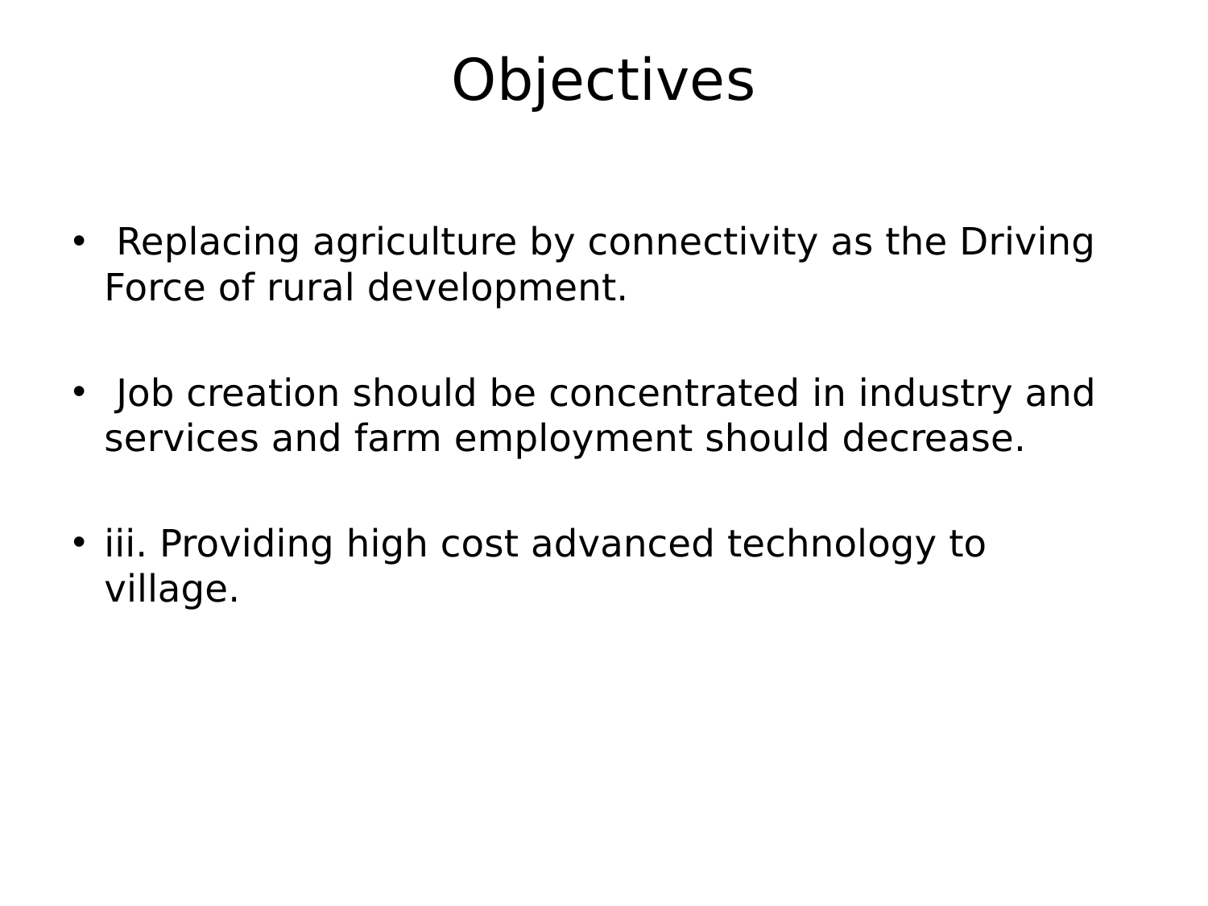# Objectives

- Replacing agriculture by connectivity as the Driving Force of rural development.
- Job creation should be concentrated in industry and services and farm employment should decrease.
- iii. Providing high cost advanced technology to village.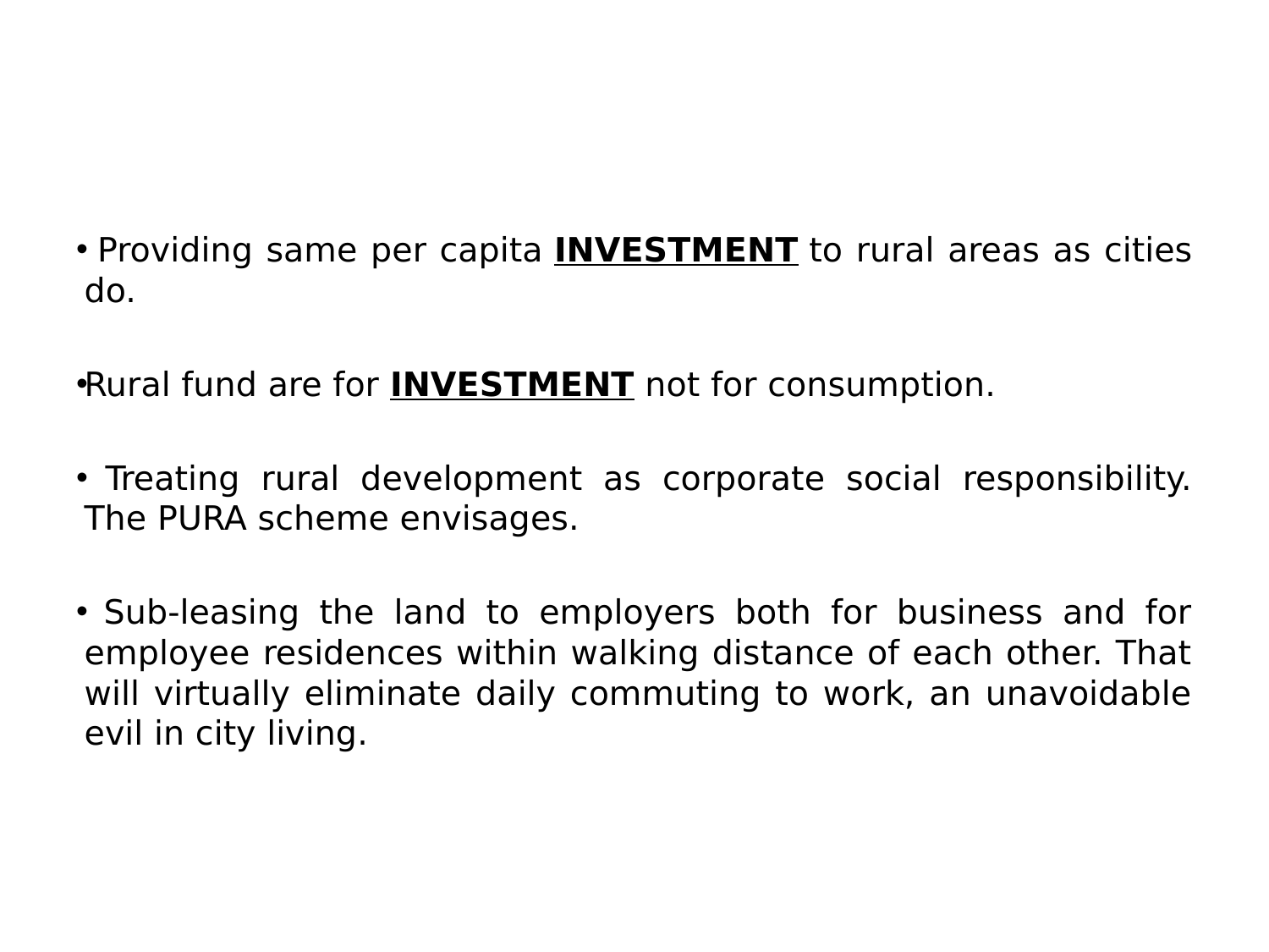- Providing same per capita <u>**INVESTMENT**</u> to rural areas as cities do.

- Rural fund are for <u>**INVESTMENT**</u> not for consumption.

- Treating rural development as corporate social responsibility. The PURA scheme envisages.

- Sub-leasing the land to employers both for business and for employee residences within walking distance of each other. That will virtually eliminate daily commuting to work, an unavoidable evil in city living.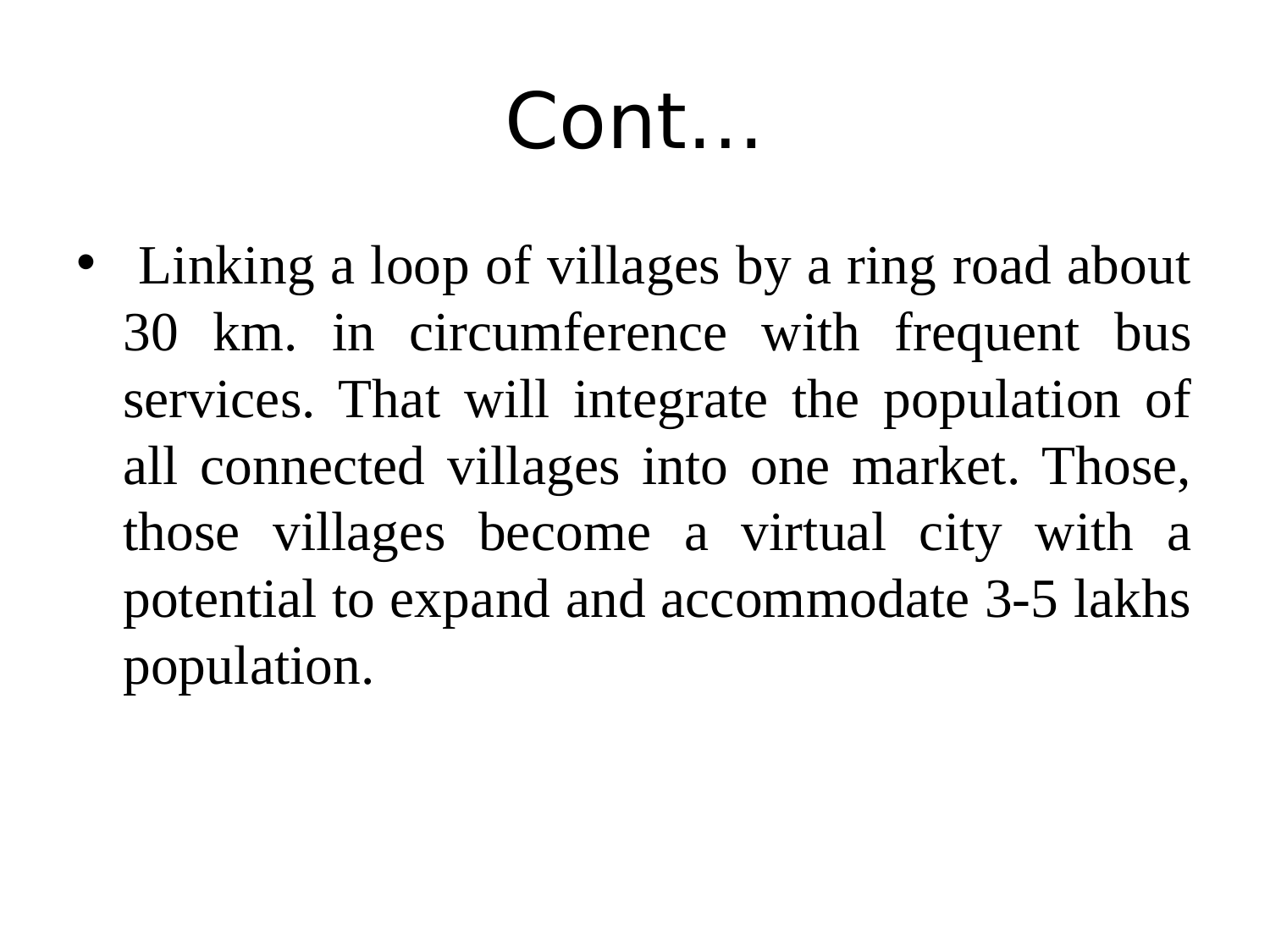# Cont…

- Linking a loop of villages by a ring road about 30 km. in circumference with frequent bus services. That will integrate the population of all connected villages into one market. Those, those villages become a virtual city with a potential to expand and accommodate 3-5 lakhs population.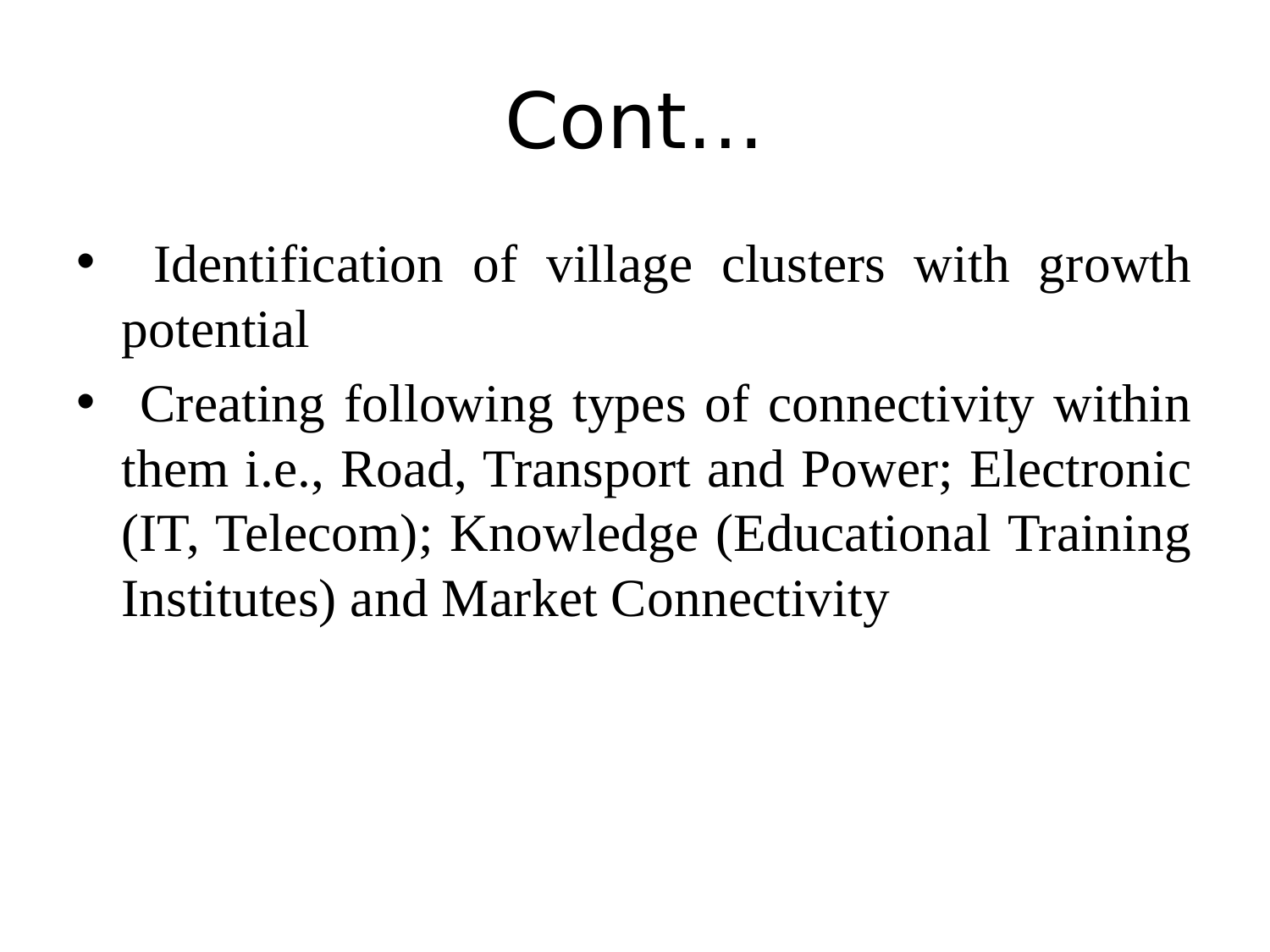# Cont…

- Identification of village clusters with growth potential
- Creating following types of connectivity within them i.e., Road, Transport and Power; Electronic (IT, Telecom); Knowledge (Educational Training Institutes) and Market Connectivity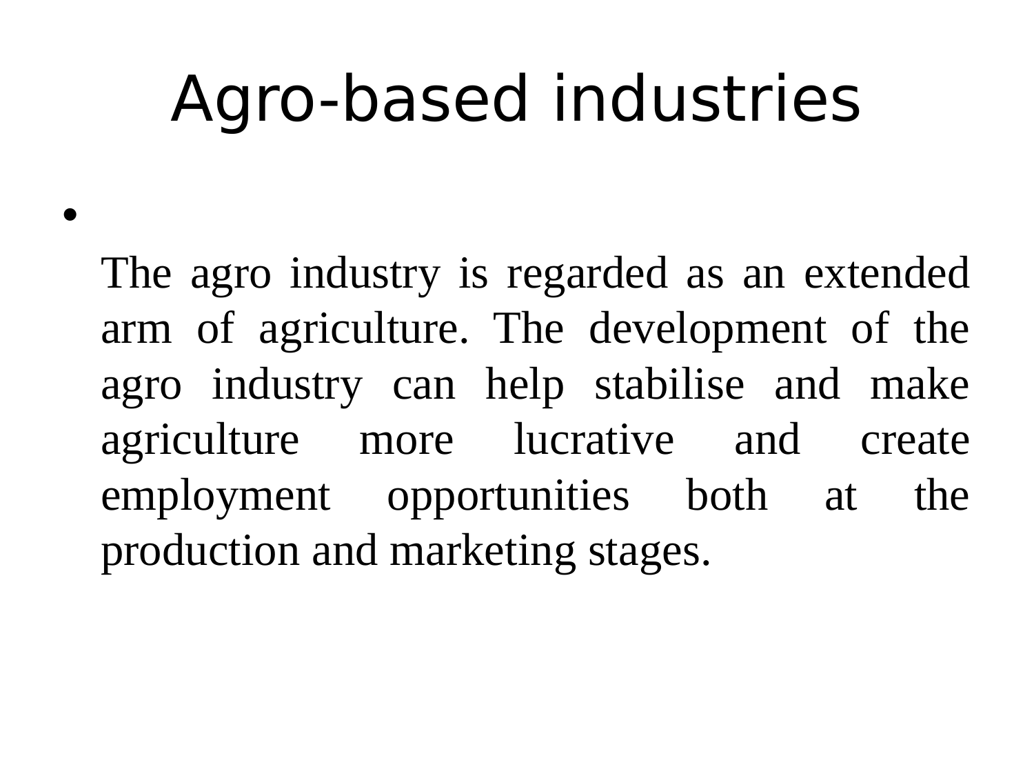# Agro-based industries

- The agro industry is regarded as an extended arm of agriculture. The development of the agro industry can help stabilise and make agriculture more lucrative and create employment opportunities both at the production and marketing stages.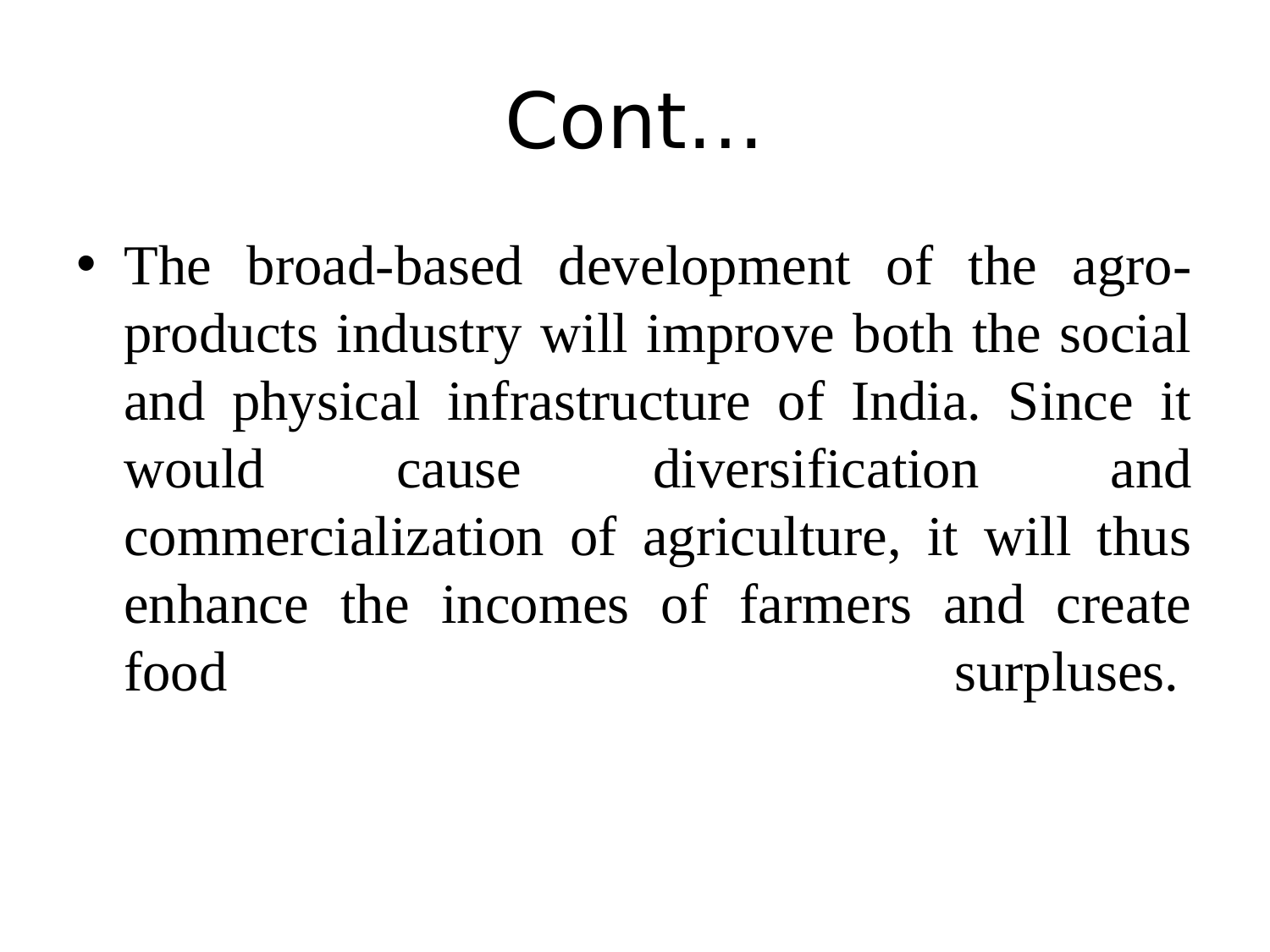# Cont…

- The broad-based development of the agro-products industry will improve both the social and physical infrastructure of India. Since it would cause diversification and commercialization of agriculture, it will thus enhance the incomes of farmers and create food surpluses.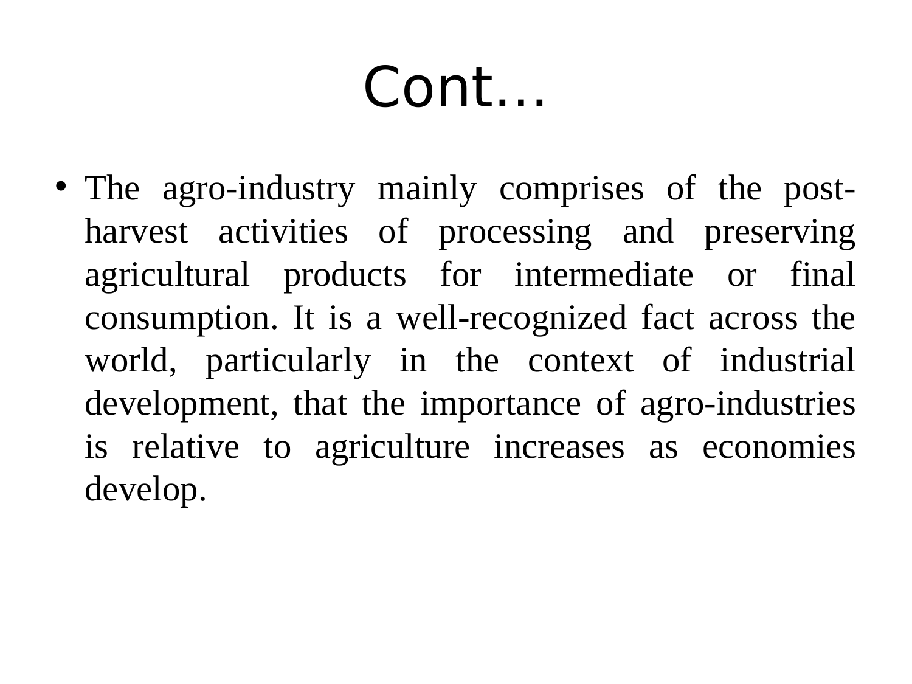# Cont…

- The agro-industry mainly comprises of the post-harvest activities of processing and preserving agricultural products for intermediate or final consumption. It is a well-recognized fact across the world, particularly in the context of industrial development, that the importance of agro-industries is relative to agriculture increases as economies develop.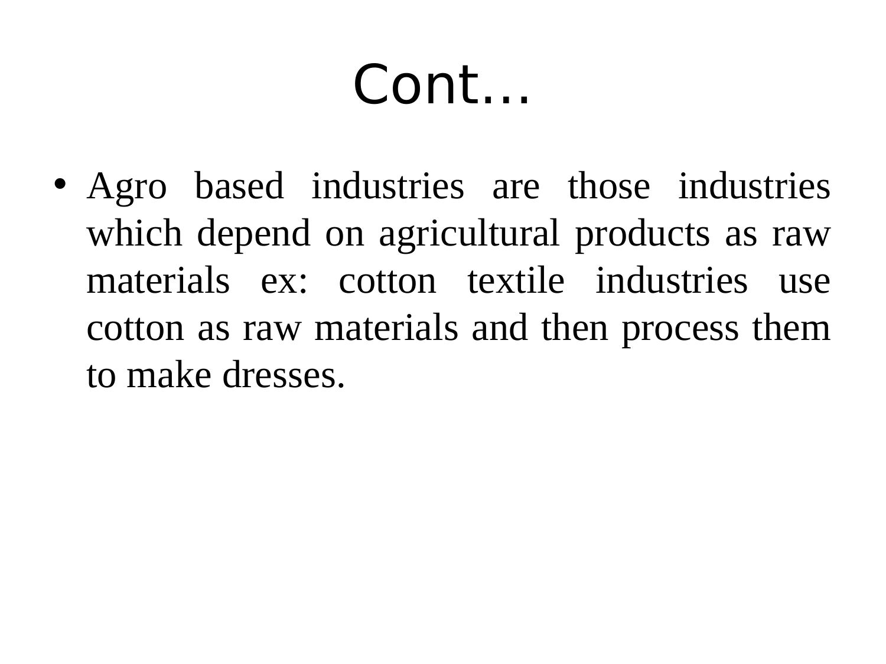# Cont…

- Agro based industries are those industries which depend on agricultural products as raw materials ex: cotton textile industries use cotton as raw materials and then process them to make dresses.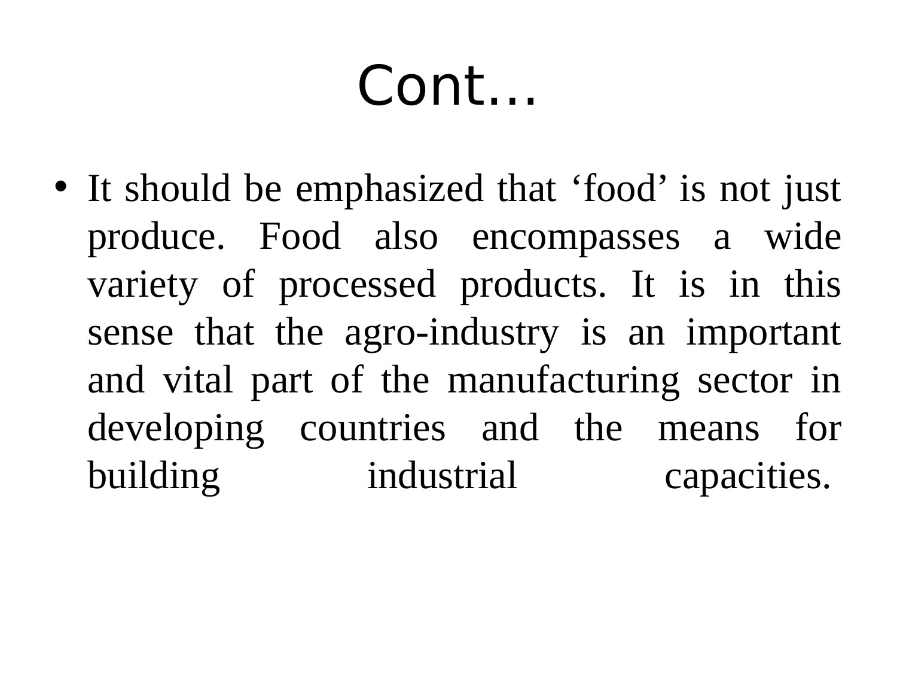# Cont…

- It should be emphasized that ‘food’ is not just produce. Food also encompasses a wide variety of processed products. It is in this sense that the agro-industry is an important and vital part of the manufacturing sector in developing countries and the means for building industrial capacities.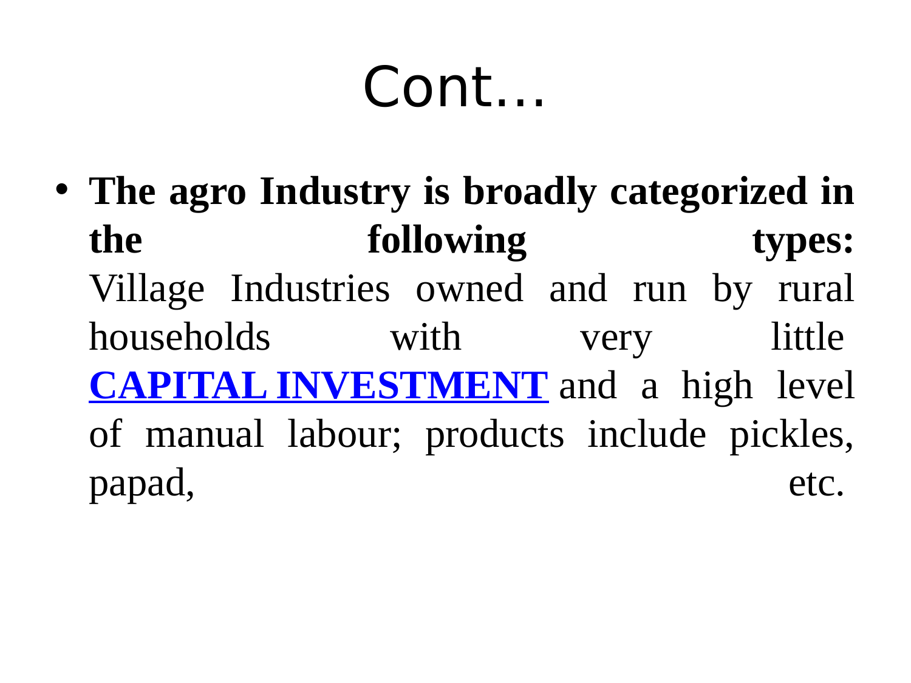# Cont…

- **The agro Industry is broadly categorized in the following types:** Village Industries owned and run by rural households with very little **CAPITAL INVESTMENT** and a high level of manual labour; products include pickles, papad, etc.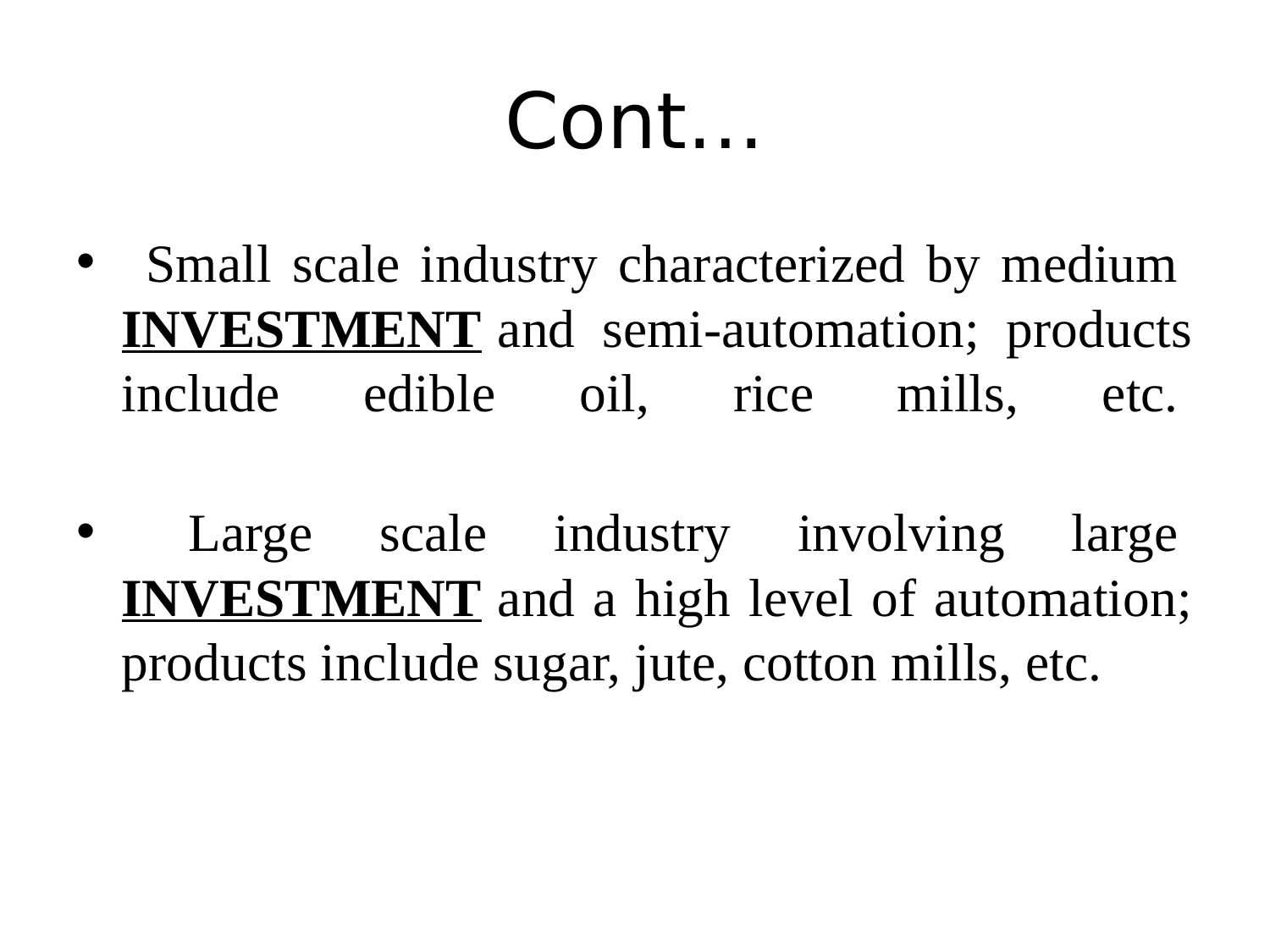# Cont…

- Small scale industry characterized by medium **INVESTMENT** and semi-automation; products include edible oil, rice mills, etc.

- Large scale industry involving large **INVESTMENT** and a high level of automation; products include sugar, jute, cotton mills, etc.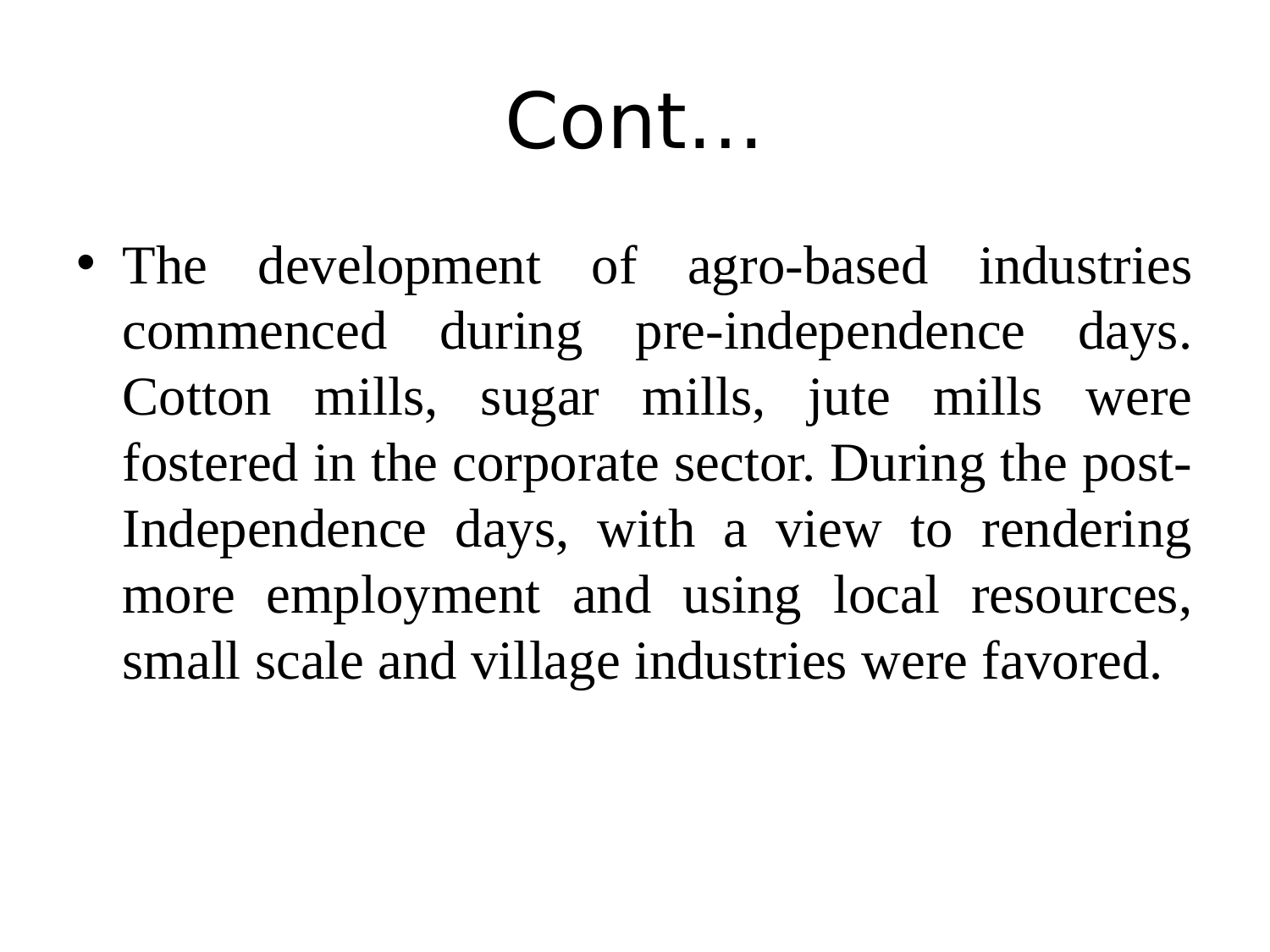# Cont…

- The development of agro-based industries commenced during pre-independence days. Cotton mills, sugar mills, jute mills were fostered in the corporate sector. During the post-Independence days, with a view to rendering more employment and using local resources, small scale and village industries were favored.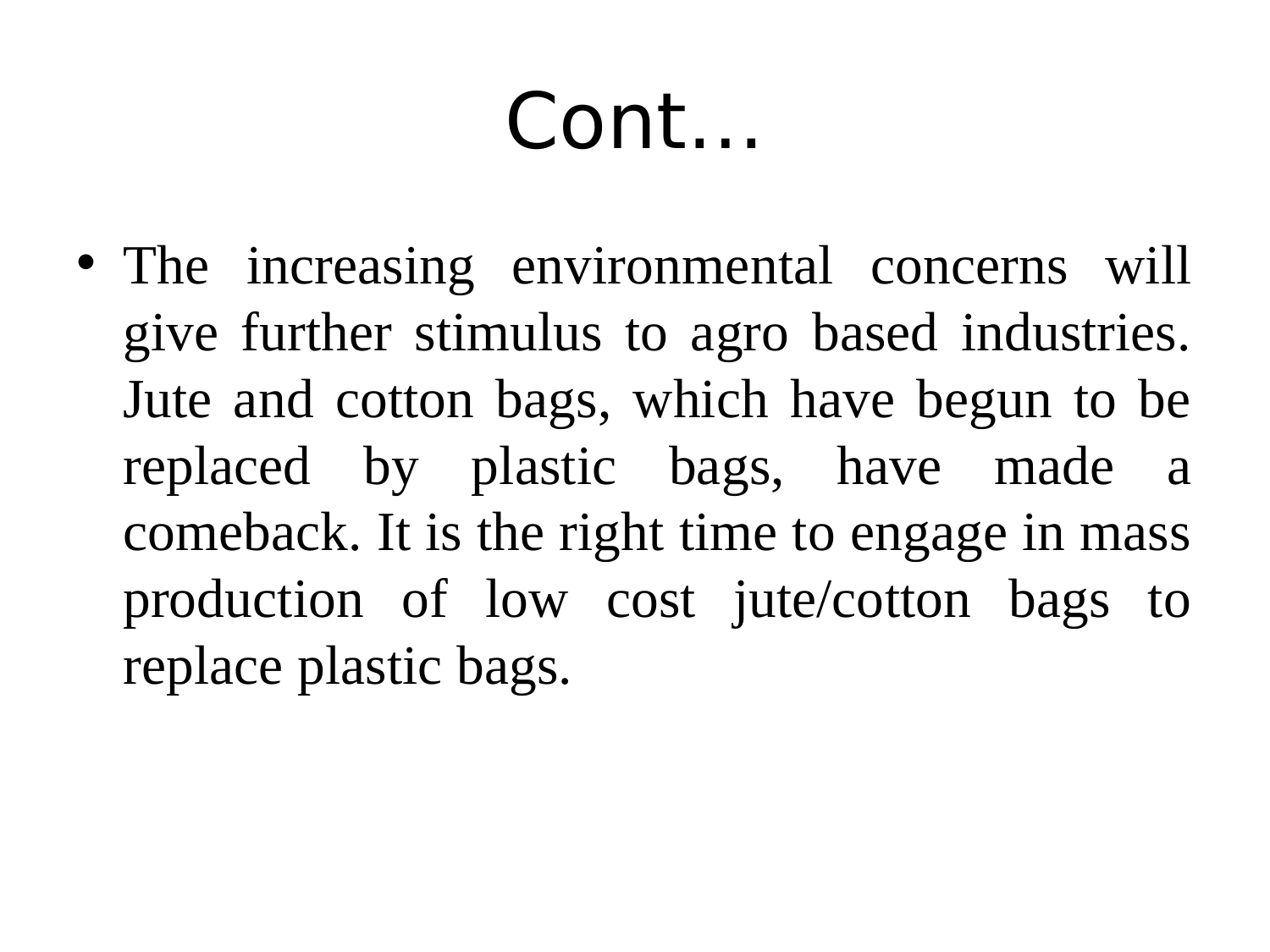# Cont…

- The increasing environmental concerns will give further stimulus to agro based industries. Jute and cotton bags, which have begun to be replaced by plastic bags, have made a comeback. It is the right time to engage in mass production of low cost jute/cotton bags to replace plastic bags.